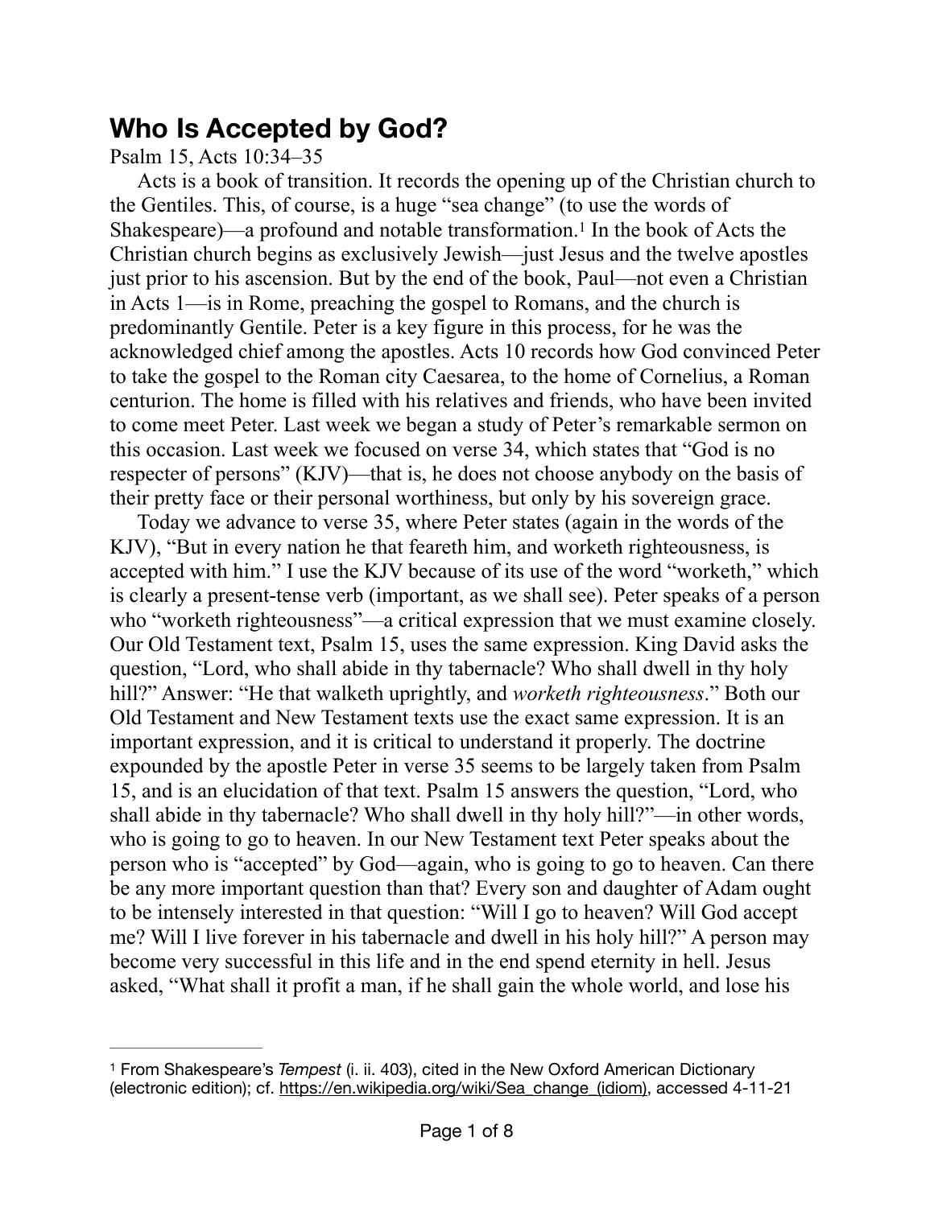# Who Is Accepted by God?

Psalm 15, Acts 10:34–35

Acts is a book of transition. It records the opening up of the Christian church to the Gentiles. This, of course, is a huge "sea change" (to use the words of Shakespeare)—a profound and notable transformation.[1] In the book of Acts the Christian church begins as exclusively Jewish—just Jesus and the twelve apostles just prior to his ascension. But by the end of the book, Paul—not even a Christian in Acts 1—is in Rome, preaching the gospel to Romans, and the church is predominantly Gentile. Peter is a key figure in this process, for he was the acknowledged chief among the apostles. Acts 10 records how God convinced Peter to take the gospel to the Roman city Caesarea, to the home of Cornelius, a Roman centurion. The home is filled with his relatives and friends, who have been invited to come meet Peter. Last week we began a study of Peter's remarkable sermon on this occasion. Last week we focused on verse 34, which states that "God is no respecter of persons" (KJV)—that is, he does not choose anybody on the basis of their pretty face or their personal worthiness, but only by his sovereign grace.

Today we advance to verse 35, where Peter states (again in the words of the KJV), "But in every nation he that feareth him, and worketh righteousness, is accepted with him." I use the KJV because of its use of the word "worketh," which is clearly a present-tense verb (important, as we shall see). Peter speaks of a person who "worketh righteousness"—a critical expression that we must examine closely. Our Old Testament text, Psalm 15, uses the same expression. King David asks the question, "Lord, who shall abide in thy tabernacle? Who shall dwell in thy holy hill?" Answer: "He that walketh uprightly, and *worketh righteousness*." Both our Old Testament and New Testament texts use the exact same expression. It is an important expression, and it is critical to understand it properly. The doctrine expounded by the apostle Peter in verse 35 seems to be largely taken from Psalm 15, and is an elucidation of that text. Psalm 15 answers the question, "Lord, who shall abide in thy tabernacle? Who shall dwell in thy holy hill?"—in other words, who is going to go to heaven. In our New Testament text Peter speaks about the person who is "accepted" by God—again, who is going to go to heaven. Can there be any more important question than that? Every son and daughter of Adam ought to be intensely interested in that question: "Will I go to heaven? Will God accept me? Will I live forever in his tabernacle and dwell in his holy hill?" A person may become very successful in this life and in the end spend eternity in hell. Jesus asked, "What shall it profit a man, if he shall gain the whole world, and lose his

---

[1] From Shakespeare's *Tempest* (i. ii. 403), cited in the New Oxford American Dictionary (electronic edition); cf. https://en.wikipedia.org/wiki/Sea_change_(idiom), accessed 4-11-21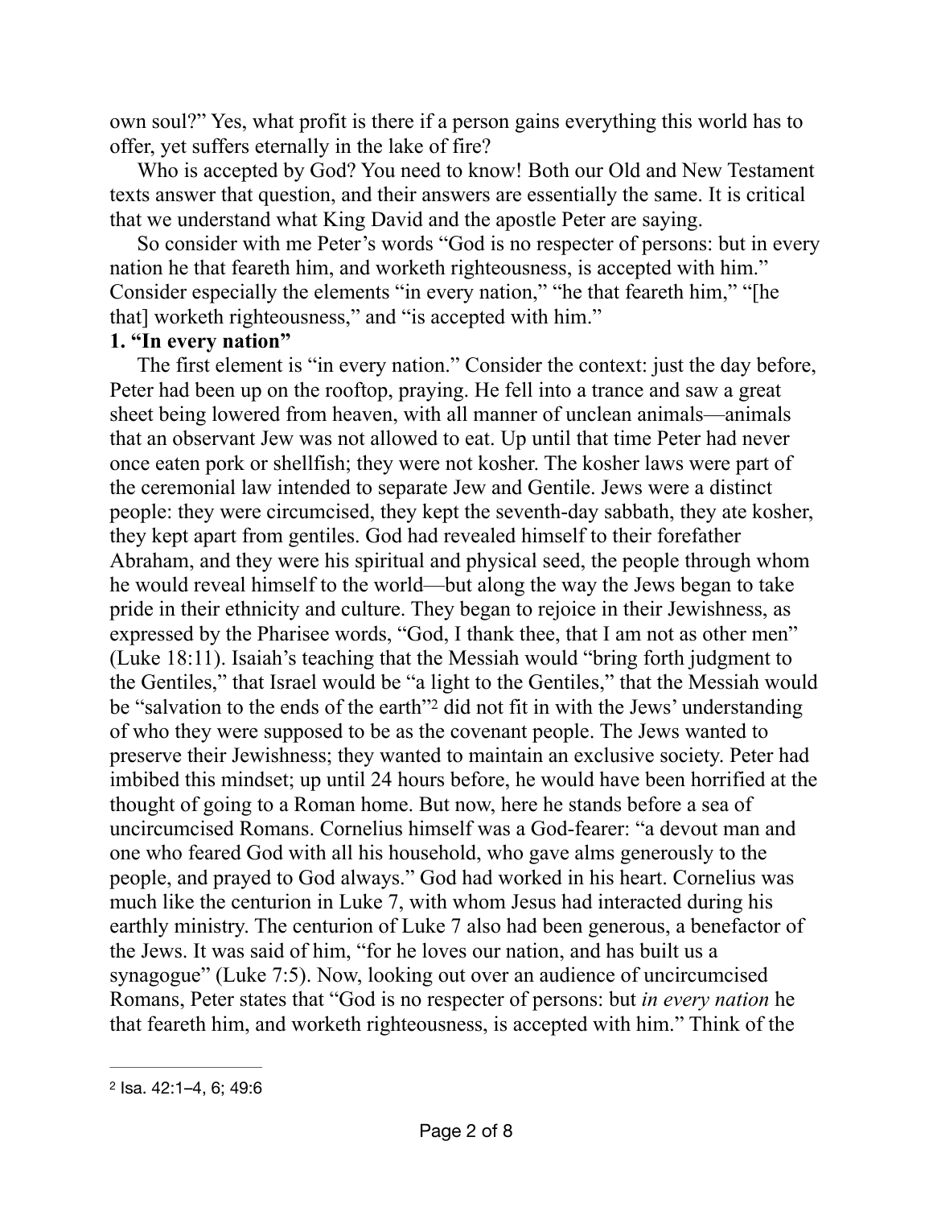own soul?" Yes, what profit is there if a person gains everything this world has to offer, yet suffers eternally in the lake of fire?

Who is accepted by God? You need to know! Both our Old and New Testament texts answer that question, and their answers are essentially the same. It is critical that we understand what King David and the apostle Peter are saying.

So consider with me Peter's words "God is no respecter of persons: but in every nation he that feareth him, and worketh righteousness, is accepted with him." Consider especially the elements "in every nation," "he that feareth him," "[he that] worketh righteousness," and "is accepted with him."

**1. "In every nation"**

The first element is "in every nation." Consider the context: just the day before, Peter had been up on the rooftop, praying. He fell into a trance and saw a great sheet being lowered from heaven, with all manner of unclean animals—animals that an observant Jew was not allowed to eat. Up until that time Peter had never once eaten pork or shellfish; they were not kosher. The kosher laws were part of the ceremonial law intended to separate Jew and Gentile. Jews were a distinct people: they were circumcised, they kept the seventh-day sabbath, they ate kosher, they kept apart from gentiles. God had revealed himself to their forefather Abraham, and they were his spiritual and physical seed, the people through whom he would reveal himself to the world—but along the way the Jews began to take pride in their ethnicity and culture. They began to rejoice in their Jewishness, as expressed by the Pharisee words, "God, I thank thee, that I am not as other men" (Luke 18:11). Isaiah's teaching that the Messiah would "bring forth judgment to the Gentiles," that Israel would be "a light to the Gentiles," that the Messiah would be "salvation to the ends of the earth"[2] did not fit in with the Jews' understanding of who they were supposed to be as the covenant people. The Jews wanted to preserve their Jewishness; they wanted to maintain an exclusive society. Peter had imbibed this mindset; up until 24 hours before, he would have been horrified at the thought of going to a Roman home. But now, here he stands before a sea of uncircumcised Romans. Cornelius himself was a God-fearer: "a devout man and one who feared God with all his household, who gave alms generously to the people, and prayed to God always." God had worked in his heart. Cornelius was much like the centurion in Luke 7, with whom Jesus had interacted during his earthly ministry. The centurion of Luke 7 also had been generous, a benefactor of the Jews. It was said of him, "for he loves our nation, and has built us a synagogue" (Luke 7:5). Now, looking out over an audience of uncircumcised Romans, Peter states that "God is no respecter of persons: but *in every nation* he that feareth him, and worketh righteousness, is accepted with him." Think of the

---

[2] Isa. 42:1–4, 6; 49:6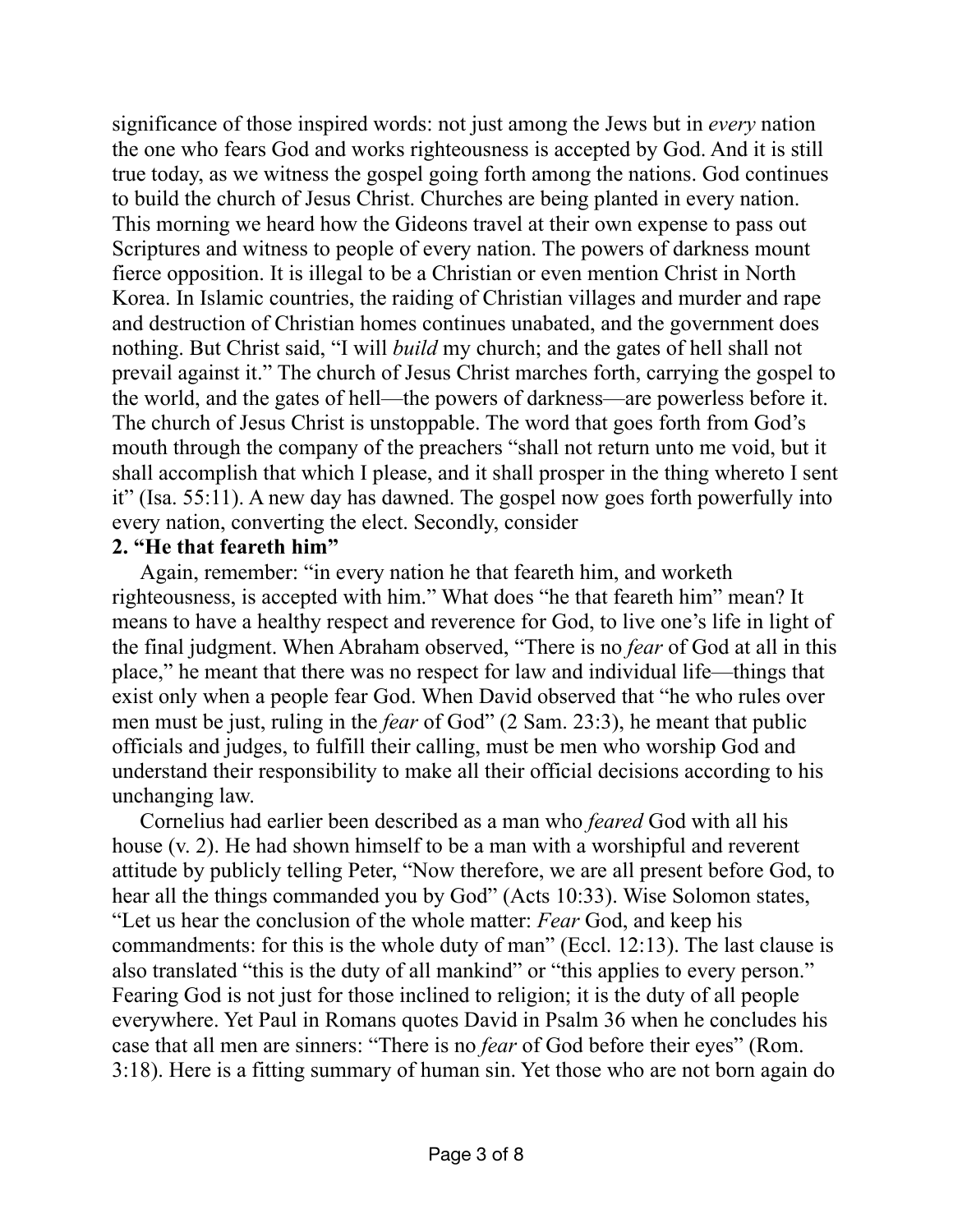significance of those inspired words: not just among the Jews but in *every* nation the one who fears God and works righteousness is accepted by God. And it is still true today, as we witness the gospel going forth among the nations. God continues to build the church of Jesus Christ. Churches are being planted in every nation. This morning we heard how the Gideons travel at their own expense to pass out Scriptures and witness to people of every nation. The powers of darkness mount fierce opposition. It is illegal to be a Christian or even mention Christ in North Korea. In Islamic countries, the raiding of Christian villages and murder and rape and destruction of Christian homes continues unabated, and the government does nothing. But Christ said, "I will *build* my church; and the gates of hell shall not prevail against it." The church of Jesus Christ marches forth, carrying the gospel to the world, and the gates of hell—the powers of darkness—are powerless before it. The church of Jesus Christ is unstoppable. The word that goes forth from God's mouth through the company of the preachers "shall not return unto me void, but it shall accomplish that which I please, and it shall prosper in the thing whereto I sent it" (Isa. 55:11). A new day has dawned. The gospel now goes forth powerfully into every nation, converting the elect. Secondly, consider

**2. "He that feareth him"**

Again, remember: "in every nation he that feareth him, and worketh righteousness, is accepted with him." What does "he that feareth him" mean? It means to have a healthy respect and reverence for God, to live one's life in light of the final judgment. When Abraham observed, "There is no *fear* of God at all in this place," he meant that there was no respect for law and individual life—things that exist only when a people fear God. When David observed that "he who rules over men must be just, ruling in the *fear* of God" (2 Sam. 23:3), he meant that public officials and judges, to fulfill their calling, must be men who worship God and understand their responsibility to make all their official decisions according to his unchanging law.

Cornelius had earlier been described as a man who *feared* God with all his house (v. 2). He had shown himself to be a man with a worshipful and reverent attitude by publicly telling Peter, "Now therefore, we are all present before God, to hear all the things commanded you by God" (Acts 10:33). Wise Solomon states, "Let us hear the conclusion of the whole matter: *Fear* God, and keep his commandments: for this is the whole duty of man" (Eccl. 12:13). The last clause is also translated "this is the duty of all mankind" or "this applies to every person." Fearing God is not just for those inclined to religion; it is the duty of all people everywhere. Yet Paul in Romans quotes David in Psalm 36 when he concludes his case that all men are sinners: "There is no *fear* of God before their eyes" (Rom. 3:18). Here is a fitting summary of human sin. Yet those who are not born again do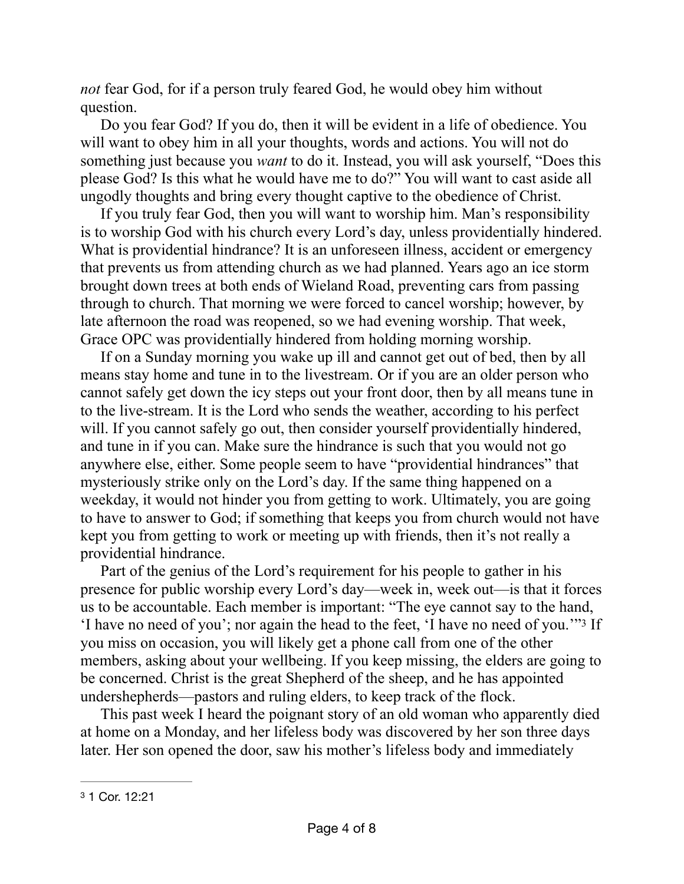*not* fear God, for if a person truly feared God, he would obey him without question.

Do you fear God? If you do, then it will be evident in a life of obedience. You will want to obey him in all your thoughts, words and actions. You will not do something just because you *want* to do it. Instead, you will ask yourself, "Does this please God? Is this what he would have me to do?" You will want to cast aside all ungodly thoughts and bring every thought captive to the obedience of Christ.

If you truly fear God, then you will want to worship him. Man's responsibility is to worship God with his church every Lord's day, unless providentially hindered. What is providential hindrance? It is an unforeseen illness, accident or emergency that prevents us from attending church as we had planned. Years ago an ice storm brought down trees at both ends of Wieland Road, preventing cars from passing through to church. That morning we were forced to cancel worship; however, by late afternoon the road was reopened, so we had evening worship. That week, Grace OPC was providentially hindered from holding morning worship.

If on a Sunday morning you wake up ill and cannot get out of bed, then by all means stay home and tune in to the livestream. Or if you are an older person who cannot safely get down the icy steps out your front door, then by all means tune in to the live-stream. It is the Lord who sends the weather, according to his perfect will. If you cannot safely go out, then consider yourself providentially hindered, and tune in if you can. Make sure the hindrance is such that you would not go anywhere else, either. Some people seem to have "providential hindrances" that mysteriously strike only on the Lord's day. If the same thing happened on a weekday, it would not hinder you from getting to work. Ultimately, you are going to have to answer to God; if something that keeps you from church would not have kept you from getting to work or meeting up with friends, then it's not really a providential hindrance.

Part of the genius of the Lord's requirement for his people to gather in his presence for public worship every Lord's day—week in, week out—is that it forces us to be accountable. Each member is important: "The eye cannot say to the hand, 'I have no need of you'; nor again the head to the feet, 'I have no need of you.'"[3] If you miss on occasion, you will likely get a phone call from one of the other members, asking about your wellbeing. If you keep missing, the elders are going to be concerned. Christ is the great Shepherd of the sheep, and he has appointed undershepherds—pastors and ruling elders, to keep track of the flock.

This past week I heard the poignant story of an old woman who apparently died at home on a Monday, and her lifeless body was discovered by her son three days later. Her son opened the door, saw his mother's lifeless body and immediately

---

[3] 1 Cor. 12:21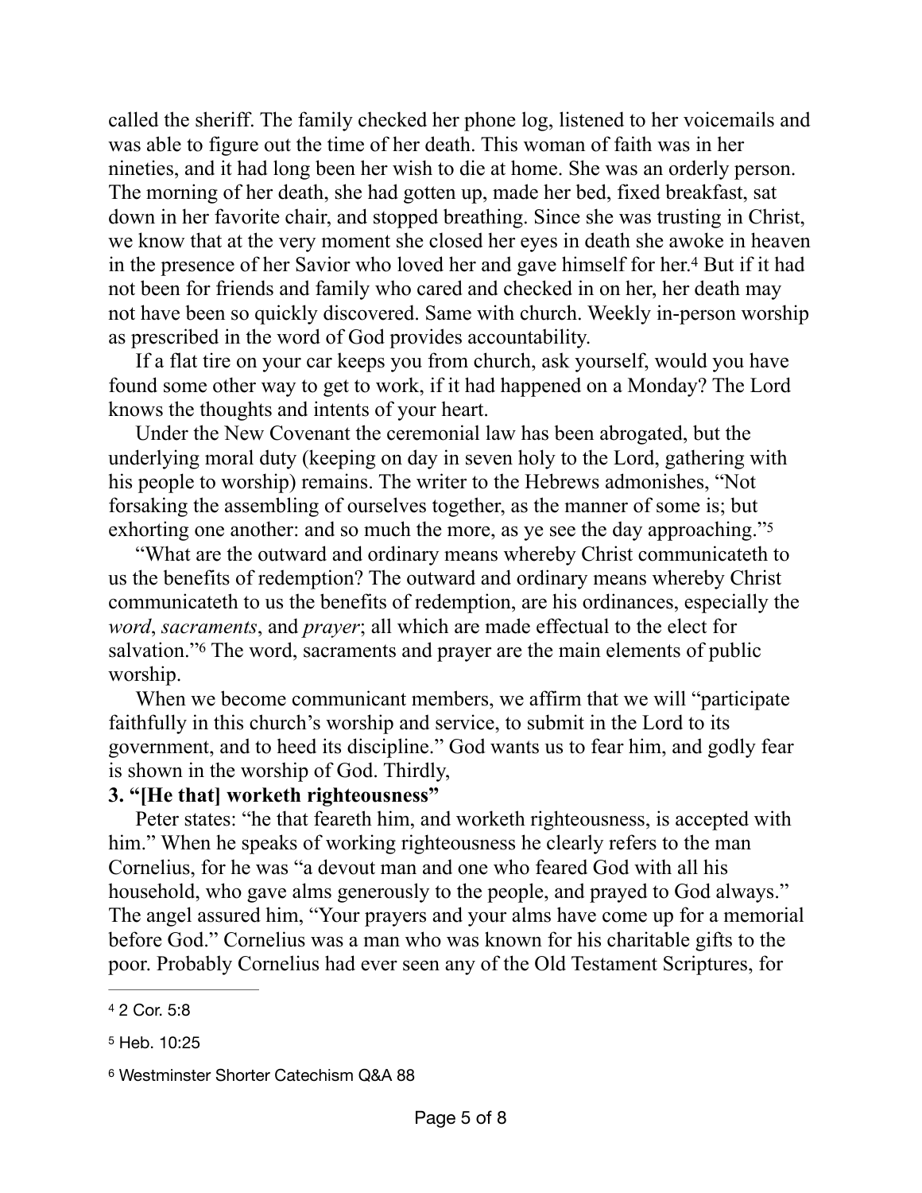called the sheriff. The family checked her phone log, listened to her voicemails and was able to figure out the time of her death. This woman of faith was in her nineties, and it had long been her wish to die at home. She was an orderly person. The morning of her death, she had gotten up, made her bed, fixed breakfast, sat down in her favorite chair, and stopped breathing. Since she was trusting in Christ, we know that at the very moment she closed her eyes in death she awoke in heaven in the presence of her Savior who loved her and gave himself for her.[4] But if it had not been for friends and family who cared and checked in on her, her death may not have been so quickly discovered. Same with church. Weekly in-person worship as prescribed in the word of God provides accountability.

If a flat tire on your car keeps you from church, ask yourself, would you have found some other way to get to work, if it had happened on a Monday? The Lord knows the thoughts and intents of your heart.

Under the New Covenant the ceremonial law has been abrogated, but the underlying moral duty (keeping on day in seven holy to the Lord, gathering with his people to worship) remains. The writer to the Hebrews admonishes, "Not forsaking the assembling of ourselves together, as the manner of some is; but exhorting one another: and so much the more, as ye see the day approaching."[5]

"What are the outward and ordinary means whereby Christ communicateth to us the benefits of redemption? The outward and ordinary means whereby Christ communicateth to us the benefits of redemption, are his ordinances, especially the *word*, *sacraments*, and *prayer*; all which are made effectual to the elect for salvation."[6] The word, sacraments and prayer are the main elements of public worship.

When we become communicant members, we affirm that we will "participate faithfully in this church's worship and service, to submit in the Lord to its government, and to heed its discipline." God wants us to fear him, and godly fear is shown in the worship of God. Thirdly,

**3. "[He that] worketh righteousness"**

Peter states: "he that feareth him, and worketh righteousness, is accepted with him." When he speaks of working righteousness he clearly refers to the man Cornelius, for he was "a devout man and one who feared God with all his household, who gave alms generously to the people, and prayed to God always." The angel assured him, "Your prayers and your alms have come up for a memorial before God." Cornelius was a man who was known for his charitable gifts to the poor. Probably Cornelius had ever seen any of the Old Testament Scriptures, for

---

[4] 2 Cor. 5:8

[5] Heb. 10:25

[6] Westminster Shorter Catechism Q&A 88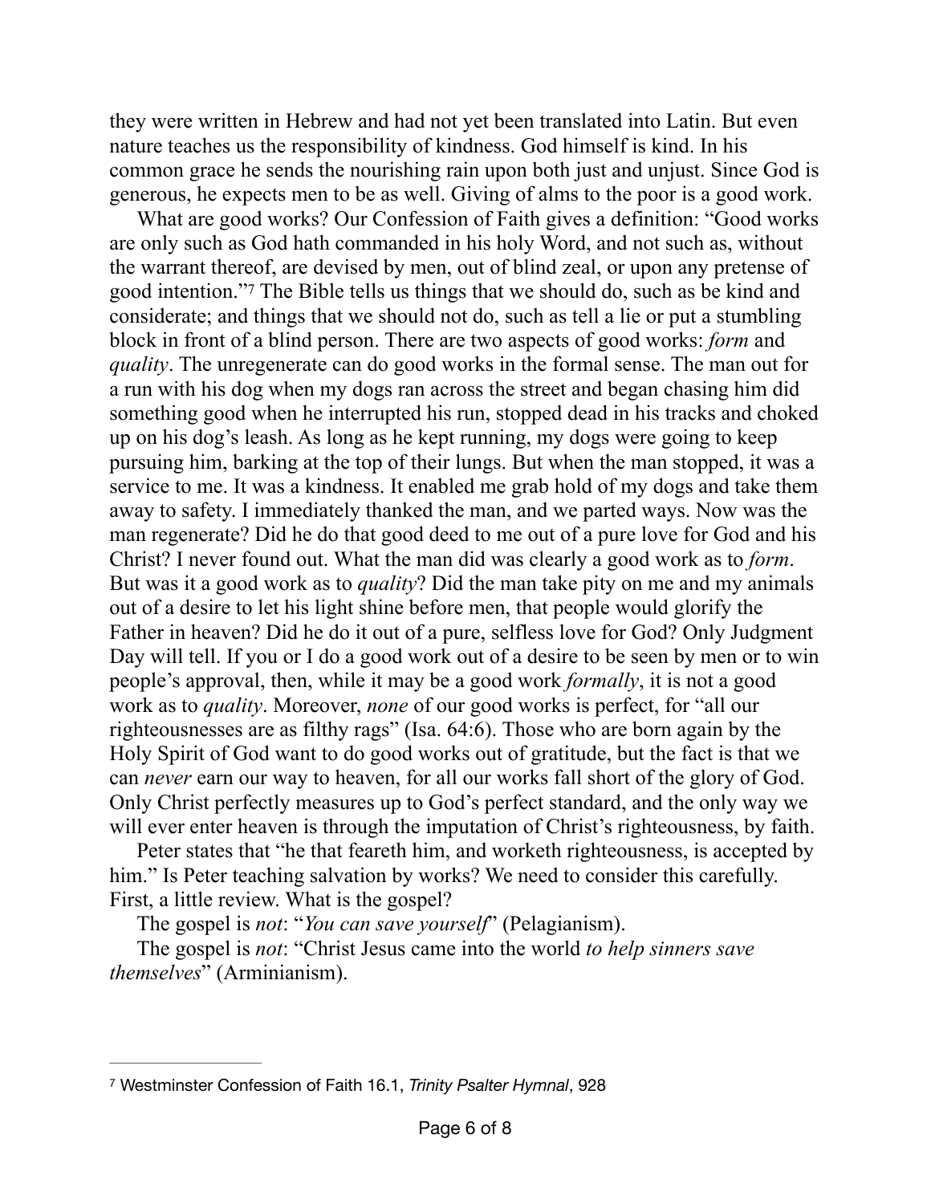they were written in Hebrew and had not yet been translated into Latin. But even nature teaches us the responsibility of kindness. God himself is kind. In his common grace he sends the nourishing rain upon both just and unjust. Since God is generous, he expects men to be as well. Giving of alms to the poor is a good work.

What are good works? Our Confession of Faith gives a definition: "Good works are only such as God hath commanded in his holy Word, and not such as, without the warrant thereof, are devised by men, out of blind zeal, or upon any pretense of good intention."[7] The Bible tells us things that we should do, such as be kind and considerate; and things that we should not do, such as tell a lie or put a stumbling block in front of a blind person. There are two aspects of good works: *form* and *quality*. The unregenerate can do good works in the formal sense. The man out for a run with his dog when my dogs ran across the street and began chasing him did something good when he interrupted his run, stopped dead in his tracks and choked up on his dog's leash. As long as he kept running, my dogs were going to keep pursuing him, barking at the top of their lungs. But when the man stopped, it was a service to me. It was a kindness. It enabled me grab hold of my dogs and take them away to safety. I immediately thanked the man, and we parted ways. Now was the man regenerate? Did he do that good deed to me out of a pure love for God and his Christ? I never found out. What the man did was clearly a good work as to *form*. But was it a good work as to *quality*? Did the man take pity on me and my animals out of a desire to let his light shine before men, that people would glorify the Father in heaven? Did he do it out of a pure, selfless love for God? Only Judgment Day will tell. If you or I do a good work out of a desire to be seen by men or to win people's approval, then, while it may be a good work *formally*, it is not a good work as to *quality*. Moreover, *none* of our good works is perfect, for "all our righteousnesses are as filthy rags" (Isa. 64:6). Those who are born again by the Holy Spirit of God want to do good works out of gratitude, but the fact is that we can *never* earn our way to heaven, for all our works fall short of the glory of God. Only Christ perfectly measures up to God's perfect standard, and the only way we will ever enter heaven is through the imputation of Christ's righteousness, by faith.

Peter states that "he that feareth him, and worketh righteousness, is accepted by him." Is Peter teaching salvation by works? We need to consider this carefully. First, a little review. What is the gospel?

The gospel is *not*: "*You can save yourself*" (Pelagianism).

The gospel is *not*: "Christ Jesus came into the world *to help sinners save themselves*" (Arminianism).

---

[7] Westminster Confession of Faith 16.1, *Trinity Psalter Hymnal*, 928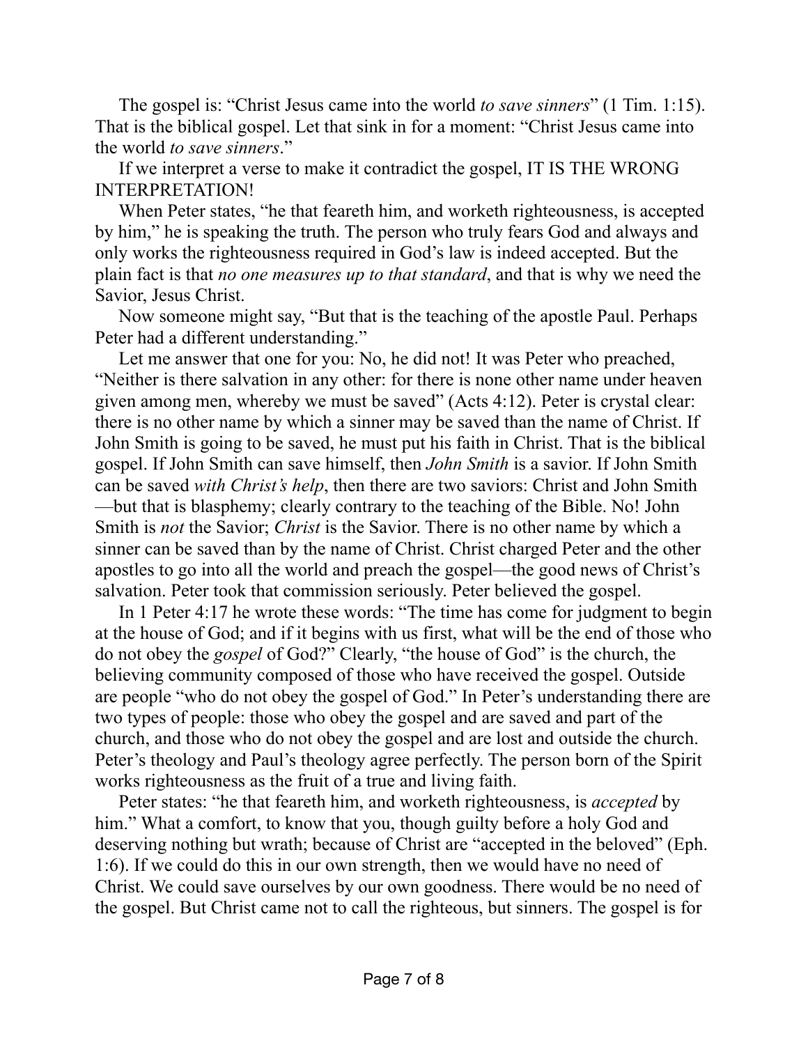The gospel is: "Christ Jesus came into the world *to save sinners*" (1 Tim. 1:15). That is the biblical gospel. Let that sink in for a moment: "Christ Jesus came into the world *to save sinners*."

If we interpret a verse to make it contradict the gospel, IT IS THE WRONG INTERPRETATION!

When Peter states, "he that feareth him, and worketh righteousness, is accepted by him," he is speaking the truth. The person who truly fears God and always and only works the righteousness required in God's law is indeed accepted. But the plain fact is that *no one measures up to that standard*, and that is why we need the Savior, Jesus Christ.

Now someone might say, "But that is the teaching of the apostle Paul. Perhaps Peter had a different understanding."

Let me answer that one for you: No, he did not! It was Peter who preached, "Neither is there salvation in any other: for there is none other name under heaven given among men, whereby we must be saved" (Acts 4:12). Peter is crystal clear: there is no other name by which a sinner may be saved than the name of Christ. If John Smith is going to be saved, he must put his faith in Christ. That is the biblical gospel. If John Smith can save himself, then *John Smith* is a savior. If John Smith can be saved *with Christ's help*, then there are two saviors: Christ and John Smith —but that is blasphemy; clearly contrary to the teaching of the Bible. No! John Smith is *not* the Savior; *Christ* is the Savior. There is no other name by which a sinner can be saved than by the name of Christ. Christ charged Peter and the other apostles to go into all the world and preach the gospel—the good news of Christ's salvation. Peter took that commission seriously. Peter believed the gospel.

In 1 Peter 4:17 he wrote these words: "The time has come for judgment to begin at the house of God; and if it begins with us first, what will be the end of those who do not obey the *gospel* of God?" Clearly, "the house of God" is the church, the believing community composed of those who have received the gospel. Outside are people "who do not obey the gospel of God." In Peter's understanding there are two types of people: those who obey the gospel and are saved and part of the church, and those who do not obey the gospel and are lost and outside the church. Peter's theology and Paul's theology agree perfectly. The person born of the Spirit works righteousness as the fruit of a true and living faith.

Peter states: "he that feareth him, and worketh righteousness, is *accepted* by him." What a comfort, to know that you, though guilty before a holy God and deserving nothing but wrath; because of Christ are "accepted in the beloved" (Eph. 1:6). If we could do this in our own strength, then we would have no need of Christ. We could save ourselves by our own goodness. There would be no need of the gospel. But Christ came not to call the righteous, but sinners. The gospel is for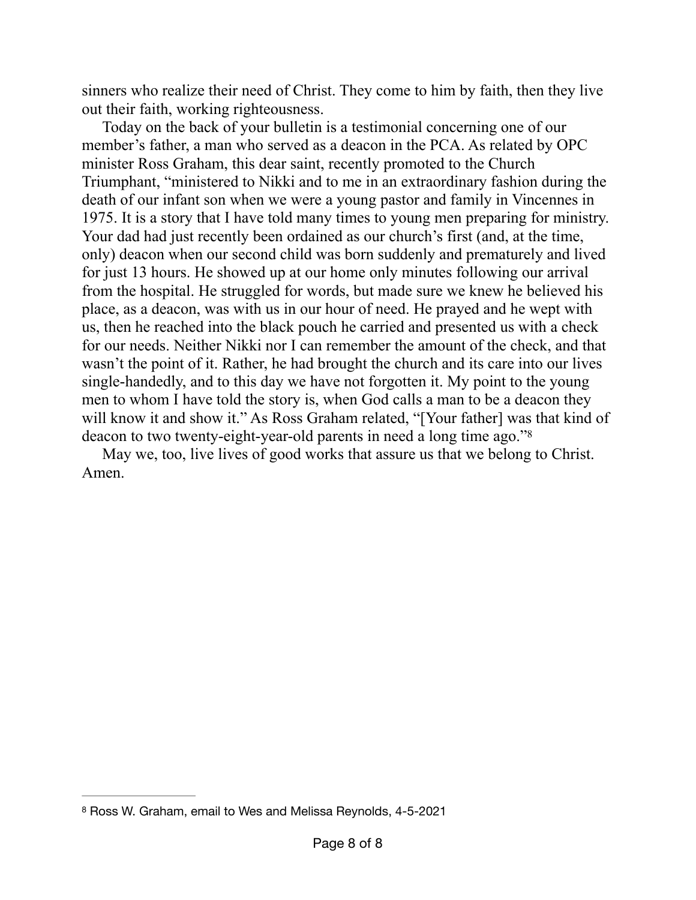sinners who realize their need of Christ. They come to him by faith, then they live out their faith, working righteousness.

Today on the back of your bulletin is a testimonial concerning one of our member's father, a man who served as a deacon in the PCA. As related by OPC minister Ross Graham, this dear saint, recently promoted to the Church Triumphant, "ministered to Nikki and to me in an extraordinary fashion during the death of our infant son when we were a young pastor and family in Vincennes in 1975. It is a story that I have told many times to young men preparing for ministry. Your dad had just recently been ordained as our church's first (and, at the time, only) deacon when our second child was born suddenly and prematurely and lived for just 13 hours. He showed up at our home only minutes following our arrival from the hospital. He struggled for words, but made sure we knew he believed his place, as a deacon, was with us in our hour of need. He prayed and he wept with us, then he reached into the black pouch he carried and presented us with a check for our needs. Neither Nikki nor I can remember the amount of the check, and that wasn't the point of it. Rather, he had brought the church and its care into our lives single-handedly, and to this day we have not forgotten it. My point to the young men to whom I have told the story is, when God calls a man to be a deacon they will know it and show it." As Ross Graham related, "[Your father] was that kind of deacon to two twenty-eight-year-old parents in need a long time ago."[8]

May we, too, live lives of good works that assure us that we belong to Christ. Amen.

---

[8] Ross W. Graham, email to Wes and Melissa Reynolds, 4-5-2021